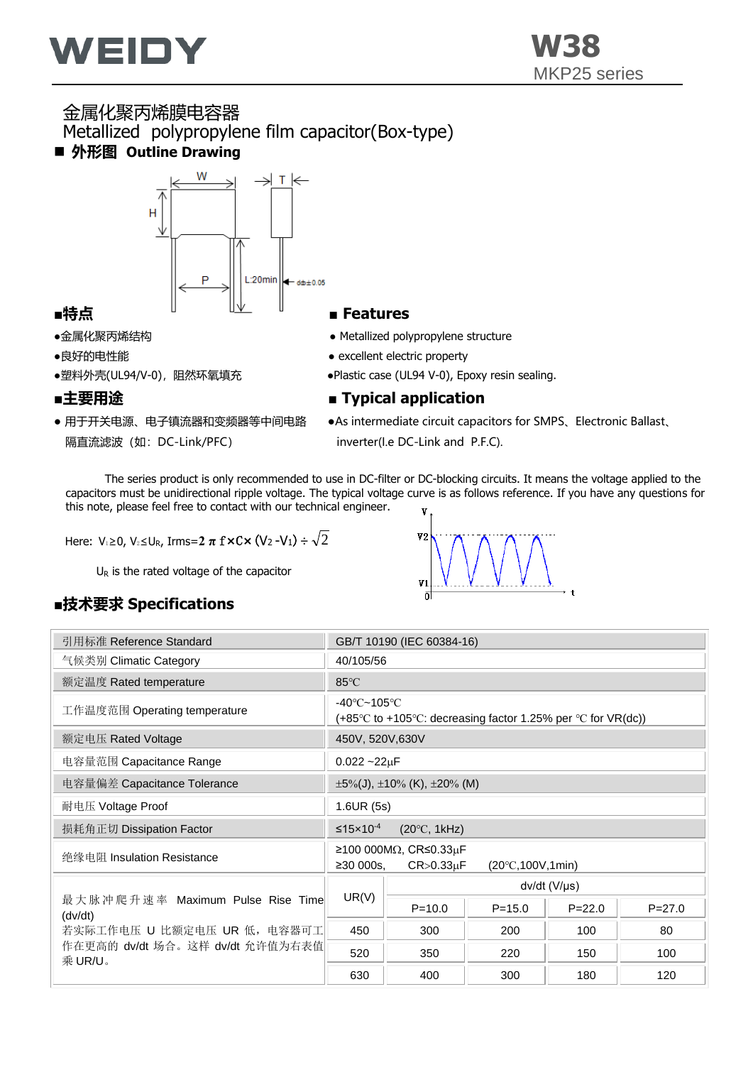# WEIDY

**W38**
MKP25 series

## 金属化聚丙烯膜电容器
## Metallized polypropylene film capacitor(Box-type)

### ■ 外形图 Outline Drawing

W, T, H, P, L:20min, d±0.05

### ■特点

- ●金属化聚丙烯结构
- ●良好的电性能
- ●塑料外壳(UL94/V-0)，阻然环氧填充

### ■ Features

- ● Metallized polypropylene structure
- ● excellent electric property
- ●Plastic case (UL94 V-0), Epoxy resin sealing.

### ■主要用途

- ● 用于开关电源、电子镇流器和变频器等中间电路隔直流滤波（如：DC-Link/PFC）

### ■ Typical application

- ●As intermediate circuit capacitors for SMPS、Electronic Ballast、inverter(I.e DC-Link and P.F.C).

The series product is only recommended to use in DC-filter or DC-blocking circuits. It means the voltage applied to the capacitors must be unidirectional ripple voltage. The typical voltage curve is as follows reference. If you have any questions for this note, please feel free to contact with our technical engineer.

Here: $V_1 \geq 0$, $V_2 \leq U_R$, Irms=$2\pi f \times C \times (V_2 - V_1) \div \sqrt{2}$

$U_R$ is the rated voltage of the capacitor

### ■技术要求 Specifications

| 引用标准 Reference Standard | GB/T 10190 (IEC 60384-16) | | | | |
|---|---|---|---|---|---|
| 气候类别 Climatic Category | 40/105/56 | | | | |
| 额定温度 Rated temperature | 85℃ | | | | |
| 工作温度范围 Operating temperature | -40℃~105℃ (+85℃ to +105℃: decreasing factor 1.25% per ℃ for VR(dc)) | | | | |
| 额定电压 Rated Voltage | 450V, 520V,630V | | | | |
| 电容量范围 Capacitance Range | 0.022 ~22μF | | | | |
| 电容量偏差 Capacitance Tolerance | ±5%(J), ±10% (K), ±20% (M) | | | | |
| 耐电压 Voltage Proof | 1.6UR (5s) | | | | |
| 损耗角正切 Dissipation Factor | ≤15×10$^{-4}$ (20℃, 1kHz) | | | | |
| 绝缘电阻 Insulation Resistance | ≥100 000MΩ, CR≤0.33μF<br>≥30 000s, CR>0.33μF (20℃,100V,1min) | | | | |
| 最大脉冲爬升速率 Maximum Pulse Rise Time (dv/dt)<br>若实际工作电压 U 比额定电压 UR 低，电容器可工作在更高的 dv/dt 场合。这样 dv/dt 允许值为右表值乘 UR/U。 | UR(V) | dv/dt (V/μs) | | | |
| | | P=10.0 | P=15.0 | P=22.0 | P=27.0 |
| | 450 | 300 | 200 | 100 | 80 |
| | 520 | 350 | 220 | 150 | 100 |
| | 630 | 400 | 300 | 180 | 120 |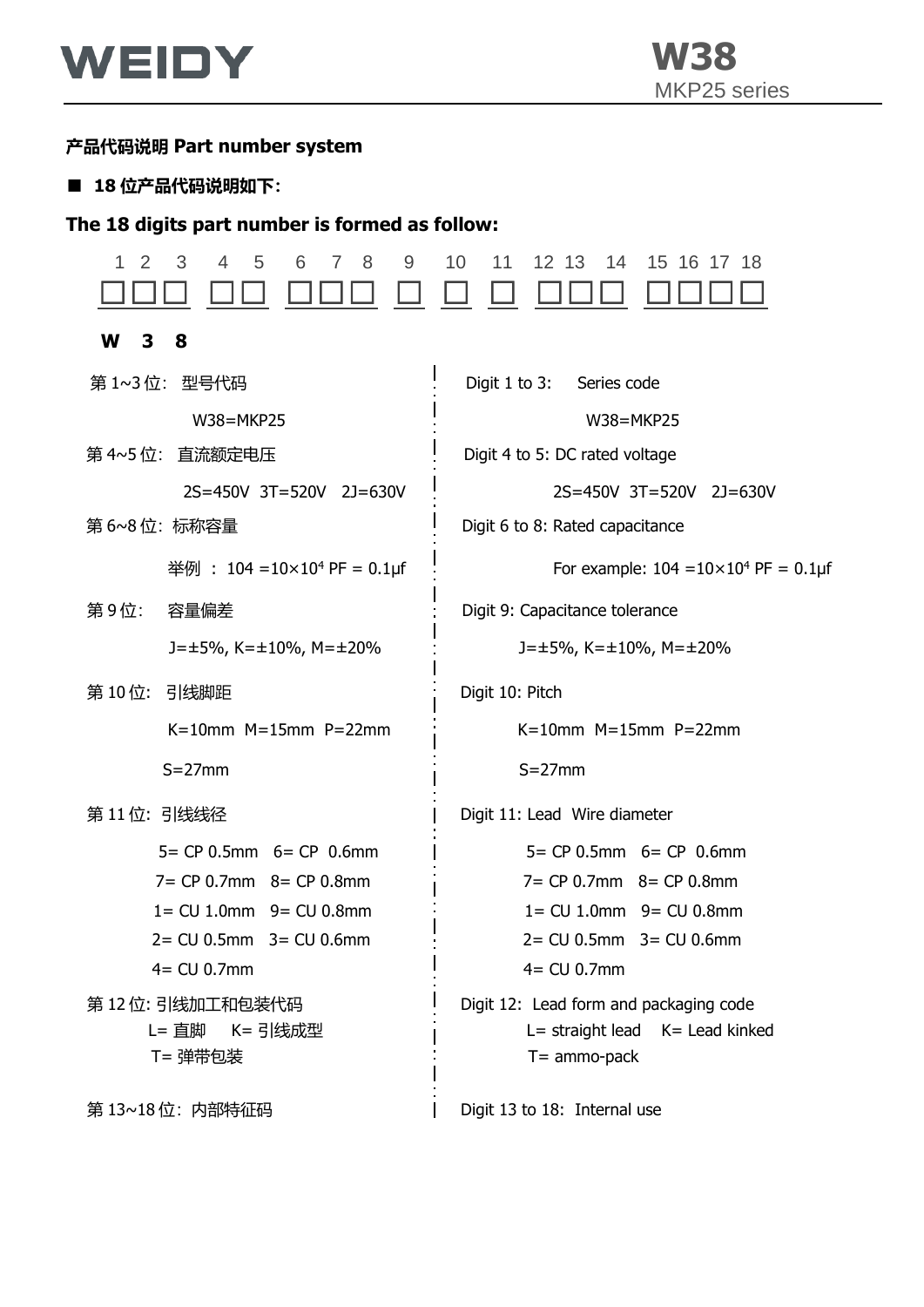## 产品代码说明 Part number system

- **18 位产品代码说明如下:**

**The 18 digits part number is formed as follow:**

| 1 | 2 | 3 | 4 | 5 | 6 | 7 | 8 | 9 | 10 | 11 | 12 | 13 | 14 | 15 | 16 | 17 | 18 |
|---|---|---|---|---|---|---|---|---|---|---|---|---|---|---|---|---|---|
| W | 3 | 8 | | | | | | | | | | | | | | | |

第 1~3 位: 型号代码

W38=MKP25

第 4~5 位: 直流额定电压

2S=450V 3T=520V 2J=630V

第 6~8 位: 标称容量

举例 : 104 =10×10$^4$ PF = 0.1μf

第 9 位: 容量偏差

J=±5%, K=±10%, M=±20%

第 10 位: 引线脚距

K=10mm M=15mm P=22mm

S=27mm

第 11 位: 引线线径

5= CP 0.5mm 6= CP 0.6mm
7= CP 0.7mm 8= CP 0.8mm
1= CU 1.0mm 9= CU 0.8mm
2= CU 0.5mm 3= CU 0.6mm
4= CU 0.7mm

第 12 位: 引线加工和包装代码

L= 直脚 K= 引线成型
T= 弹带包装

第 13~18 位: 内部特征码

Digit 1 to 3: Series code

W38=MKP25

Digit 4 to 5: DC rated voltage

2S=450V 3T=520V 2J=630V

Digit 6 to 8: Rated capacitance

For example: 104 =10×10$^4$ PF = 0.1μf

Digit 9: Capacitance tolerance

J=±5%, K=±10%, M=±20%

Digit 10: Pitch

K=10mm M=15mm P=22mm

S=27mm

Digit 11: Lead Wire diameter

5= CP 0.5mm 6= CP 0.6mm
7= CP 0.7mm 8= CP 0.8mm
1= CU 1.0mm 9= CU 0.8mm
2= CU 0.5mm 3= CU 0.6mm
4= CU 0.7mm

Digit 12: Lead form and packaging code

L= straight lead K= Lead kinked
T= ammo-pack

Digit 13 to 18: Internal use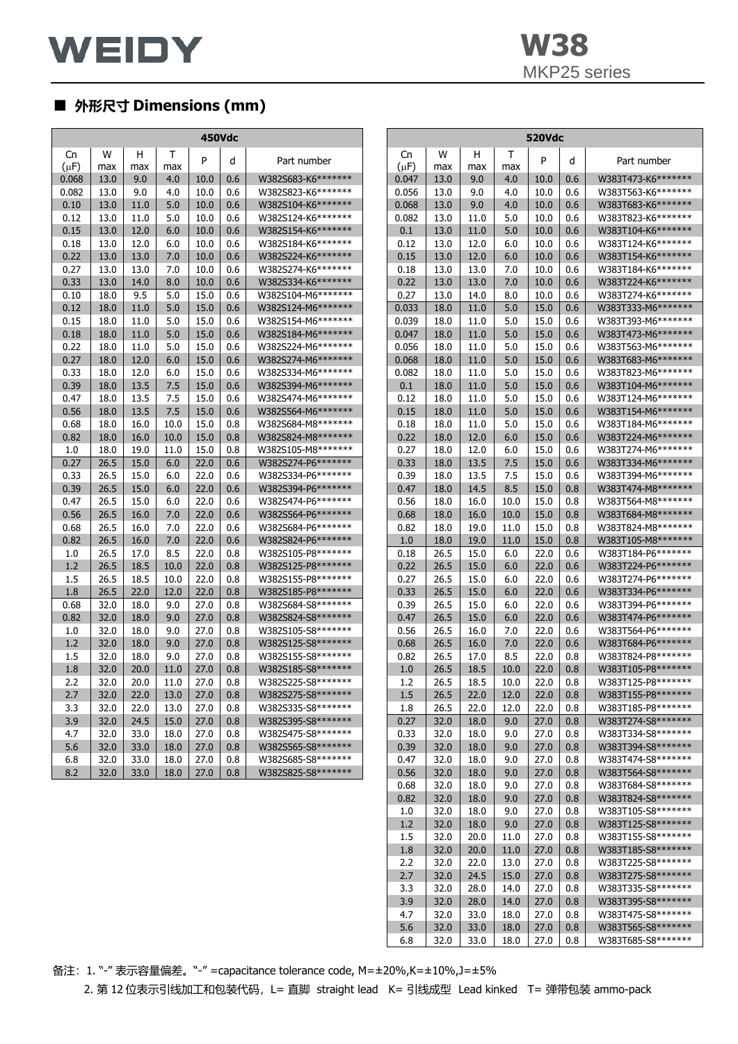# WEIDY

**W38**
MKP25 series

## ■ 外形尺寸 Dimensions (mm)

| 450Vdc | | | | | | |
|---|---|---|---|---|---|---|
| Cn (μF) | W max | H max | T max | P | d | Part number |
| 0.068 | 13.0 | 9.0 | 4.0 | 10.0 | 0.6 | W382S683-K6******* |
| 0.082 | 13.0 | 9.0 | 4.0 | 10.0 | 0.6 | W382S823-K6******* |
| 0.10 | 13.0 | 11.0 | 5.0 | 10.0 | 0.6 | W382S104-K6******* |
| 0.12 | 13.0 | 11.0 | 5.0 | 10.0 | 0.6 | W382S124-K6******* |
| 0.15 | 13.0 | 12.0 | 6.0 | 10.0 | 0.6 | W382S154-K6******* |
| 0.18 | 13.0 | 12.0 | 6.0 | 10.0 | 0.6 | W382S184-K6******* |
| 0.22 | 13.0 | 13.0 | 7.0 | 10.0 | 0.6 | W382S224-K6******* |
| 0.27 | 13.0 | 13.0 | 7.0 | 10.0 | 0.6 | W382S274-K6******* |
| 0.33 | 13.0 | 14.0 | 8.0 | 10.0 | 0.6 | W382S334-K6******* |
| 0.10 | 18.0 | 9.5 | 5.0 | 15.0 | 0.6 | W382S104-M6******* |
| 0.12 | 18.0 | 11.0 | 5.0 | 15.0 | 0.6 | W382S124-M6******* |
| 0.15 | 18.0 | 11.0 | 5.0 | 15.0 | 0.6 | W382S154-M6******* |
| 0.18 | 18.0 | 11.0 | 5.0 | 15.0 | 0.6 | W382S184-M6******* |
| 0.22 | 18.0 | 11.0 | 5.0 | 15.0 | 0.6 | W382S224-M6******* |
| 0.27 | 18.0 | 12.0 | 6.0 | 15.0 | 0.6 | W382S274-M6******* |
| 0.33 | 18.0 | 12.0 | 6.0 | 15.0 | 0.6 | W382S334-M6******* |
| 0.39 | 18.0 | 13.5 | 7.5 | 15.0 | 0.6 | W382S394-M6******* |
| 0.47 | 18.0 | 13.5 | 7.5 | 15.0 | 0.6 | W382S474-M6******* |
| 0.56 | 18.0 | 13.5 | 7.5 | 15.0 | 0.6 | W382S564-M6******* |
| 0.68 | 18.0 | 16.0 | 10.0 | 15.0 | 0.8 | W382S684-M8******* |
| 0.82 | 18.0 | 16.0 | 10.0 | 15.0 | 0.8 | W382S824-M8******* |
| 1.0 | 18.0 | 19.0 | 11.0 | 15.0 | 0.8 | W382S105-M8******* |
| 0.27 | 26.5 | 15.0 | 6.0 | 22.0 | 0.6 | W382S274-P6******* |
| 0.33 | 26.5 | 15.0 | 6.0 | 22.0 | 0.6 | W382S334-P6******* |
| 0.39 | 26.5 | 15.0 | 6.0 | 22.0 | 0.6 | W382S394-P6******* |
| 0.47 | 26.5 | 15.0 | 6.0 | 22.0 | 0.6 | W382S474-P6******* |
| 0.56 | 26.5 | 16.0 | 7.0 | 22.0 | 0.6 | W382S564-P6******* |
| 0.68 | 26.5 | 16.0 | 7.0 | 22.0 | 0.6 | W382S684-P6******* |
| 0.82 | 26.5 | 16.0 | 7.0 | 22.0 | 0.6 | W382S824-P6******* |
| 1.0 | 26.5 | 17.0 | 8.5 | 22.0 | 0.8 | W382S105-P8******* |
| 1.2 | 26.5 | 18.5 | 10.0 | 22.0 | 0.8 | W382S125-P8******* |
| 1.5 | 26.5 | 18.5 | 10.0 | 22.0 | 0.8 | W382S155-P8******* |
| 1.8 | 26.5 | 22.0 | 12.0 | 22.0 | 0.8 | W382S185-P8******* |
| 0.68 | 32.0 | 18.0 | 9.0 | 27.0 | 0.8 | W382S684-S8******* |
| 0.82 | 32.0 | 18.0 | 9.0 | 27.0 | 0.8 | W382S824-S8******* |
| 1.0 | 32.0 | 18.0 | 9.0 | 27.0 | 0.8 | W382S105-S8******* |
| 1.2 | 32.0 | 18.0 | 9.0 | 27.0 | 0.8 | W382S125-S8******* |
| 1.5 | 32.0 | 18.0 | 9.0 | 27.0 | 0.8 | W382S155-S8******* |
| 1.8 | 32.0 | 20.0 | 11.0 | 27.0 | 0.8 | W382S185-S8******* |
| 2.2 | 32.0 | 20.0 | 11.0 | 27.0 | 0.8 | W382S225-S8******* |
| 2.7 | 32.0 | 22.0 | 13.0 | 27.0 | 0.8 | W382S275-S8******* |
| 3.3 | 32.0 | 22.0 | 13.0 | 27.0 | 0.8 | W382S335-S8******* |
| 3.9 | 32.0 | 24.5 | 15.0 | 27.0 | 0.8 | W382S395-S8******* |
| 4.7 | 32.0 | 33.0 | 18.0 | 27.0 | 0.8 | W382S475-S8******* |
| 5.6 | 32.0 | 33.0 | 18.0 | 27.0 | 0.8 | W382S565-S8******* |
| 6.8 | 32.0 | 33.0 | 18.0 | 27.0 | 0.8 | W382S685-S8******* |
| 8.2 | 32.0 | 33.0 | 18.0 | 27.0 | 0.8 | W382S825-S8******* |

| 520Vdc | | | | | | |
|---|---|---|---|---|---|---|
| Cn (μF) | W max | H max | T max | P | d | Part number |
| 0.047 | 13.0 | 9.0 | 4.0 | 10.0 | 0.6 | W383T473-K6******* |
| 0.056 | 13.0 | 9.0 | 4.0 | 10.0 | 0.6 | W383T563-K6******* |
| 0.068 | 13.0 | 9.0 | 4.0 | 10.0 | 0.6 | W383T683-K6******* |
| 0.082 | 13.0 | 11.0 | 5.0 | 10.0 | 0.6 | W383T823-K6******* |
| 0.1 | 13.0 | 11.0 | 5.0 | 10.0 | 0.6 | W383T104-K6******* |
| 0.12 | 13.0 | 12.0 | 6.0 | 10.0 | 0.6 | W383T124-K6******* |
| 0.15 | 13.0 | 12.0 | 6.0 | 10.0 | 0.6 | W383T154-K6******* |
| 0.18 | 13.0 | 13.0 | 7.0 | 10.0 | 0.6 | W383T184-K6******* |
| 0.22 | 13.0 | 13.0 | 7.0 | 10.0 | 0.6 | W383T224-K6******* |
| 0.27 | 13.0 | 14.0 | 8.0 | 10.0 | 0.6 | W383T274-K6******* |
| 0.033 | 18.0 | 11.0 | 5.0 | 15.0 | 0.6 | W383T333-M6******* |
| 0.039 | 18.0 | 11.0 | 5.0 | 15.0 | 0.6 | W383T393-M6******* |
| 0.047 | 18.0 | 11.0 | 5.0 | 15.0 | 0.6 | W383T473-M6******* |
| 0.056 | 18.0 | 11.0 | 5.0 | 15.0 | 0.6 | W383T563-M6******* |
| 0.068 | 18.0 | 11.0 | 5.0 | 15.0 | 0.6 | W383T683-M6******* |
| 0.082 | 18.0 | 11.0 | 5.0 | 15.0 | 0.6 | W383T823-M6******* |
| 0.1 | 18.0 | 11.0 | 5.0 | 15.0 | 0.6 | W383T104-M6******* |
| 0.12 | 18.0 | 11.0 | 5.0 | 15.0 | 0.6 | W383T124-M6******* |
| 0.15 | 18.0 | 11.0 | 5.0 | 15.0 | 0.6 | W383T154-M6******* |
| 0.18 | 18.0 | 11.0 | 5.0 | 15.0 | 0.6 | W383T184-M6******* |
| 0.22 | 18.0 | 12.0 | 6.0 | 15.0 | 0.6 | W383T224-M6******* |
| 0.27 | 18.0 | 12.0 | 6.0 | 15.0 | 0.6 | W383T274-M6******* |
| 0.33 | 18.0 | 13.5 | 7.5 | 15.0 | 0.6 | W383T334-M6******* |
| 0.39 | 18.0 | 13.5 | 7.5 | 15.0 | 0.6 | W383T394-M6******* |
| 0.47 | 18.0 | 14.5 | 8.5 | 15.0 | 0.8 | W383T474-M8******* |
| 0.56 | 18.0 | 16.0 | 10.0 | 15.0 | 0.8 | W383T564-M8******* |
| 0.68 | 18.0 | 16.0 | 10.0 | 15.0 | 0.8 | W383T684-M8******* |
| 0.82 | 18.0 | 19.0 | 11.0 | 15.0 | 0.8 | W383T824-M8******* |
| 1.0 | 18.0 | 19.0 | 11.0 | 15.0 | 0.8 | W383T105-M8******* |
| 0.18 | 26.5 | 15.0 | 6.0 | 22.0 | 0.6 | W383T184-P6******* |
| 0.22 | 26.5 | 15.0 | 6.0 | 22.0 | 0.6 | W383T224-P6******* |
| 0.27 | 26.5 | 15.0 | 6.0 | 22.0 | 0.6 | W383T274-P6******* |
| 0.33 | 26.5 | 15.0 | 6.0 | 22.0 | 0.6 | W383T334-P6******* |
| 0.39 | 26.5 | 15.0 | 6.0 | 22.0 | 0.6 | W383T394-P6******* |
| 0.47 | 26.5 | 15.0 | 6.0 | 22.0 | 0.6 | W383T474-P6******* |
| 0.56 | 26.5 | 16.0 | 7.0 | 22.0 | 0.6 | W383T564-P6******* |
| 0.68 | 26.5 | 16.0 | 7.0 | 22.0 | 0.6 | W383T684-P6******* |
| 0.82 | 26.5 | 17.0 | 8.5 | 22.0 | 0.8 | W383T824-P8******* |
| 1.0 | 26.5 | 18.5 | 10.0 | 22.0 | 0.8 | W383T105-P8******* |
| 1.2 | 26.5 | 18.5 | 10.0 | 22.0 | 0.8 | W383T125-P8******* |
| 1.5 | 26.5 | 22.0 | 12.0 | 22.0 | 0.8 | W383T155-P8******* |
| 1.8 | 26.5 | 22.0 | 12.0 | 22.0 | 0.8 | W383T185-P8******* |
| 0.27 | 32.0 | 18.0 | 9.0 | 27.0 | 0.8 | W383T274-S8******* |
| 0.33 | 32.0 | 18.0 | 9.0 | 27.0 | 0.8 | W383T334-S8******* |
| 0.39 | 32.0 | 18.0 | 9.0 | 27.0 | 0.8 | W383T394-S8******* |
| 0.47 | 32.0 | 18.0 | 9.0 | 27.0 | 0.8 | W383T474-S8******* |
| 0.56 | 32.0 | 18.0 | 9.0 | 27.0 | 0.8 | W383T564-S8******* |
| 0.68 | 32.0 | 18.0 | 9.0 | 27.0 | 0.8 | W383T684-S8******* |
| 0.82 | 32.0 | 18.0 | 9.0 | 27.0 | 0.8 | W383T824-S8******* |
| 1.0 | 32.0 | 18.0 | 9.0 | 27.0 | 0.8 | W383T105-S8******* |
| 1.2 | 32.0 | 18.0 | 9.0 | 27.0 | 0.8 | W383T125-S8******* |
| 1.5 | 32.0 | 20.0 | 11.0 | 27.0 | 0.8 | W383T155-S8******* |
| 1.8 | 32.0 | 20.0 | 11.0 | 27.0 | 0.8 | W383T185-S8******* |
| 2.2 | 32.0 | 22.0 | 13.0 | 27.0 | 0.8 | W383T225-S8******* |
| 2.7 | 32.0 | 24.5 | 15.0 | 27.0 | 0.8 | W383T275-S8******* |
| 3.3 | 32.0 | 28.0 | 14.0 | 27.0 | 0.8 | W383T335-S8******* |
| 3.9 | 32.0 | 28.0 | 14.0 | 27.0 | 0.8 | W383T395-S8******* |
| 4.7 | 32.0 | 33.0 | 18.0 | 27.0 | 0.8 | W383T475-S8******* |
| 5.6 | 32.0 | 33.0 | 18.0 | 27.0 | 0.8 | W383T565-S8******* |
| 6.8 | 32.0 | 33.0 | 18.0 | 27.0 | 0.8 | W383T685-S8******* |

备注：1. "-" 表示容量偏差。"-" =capacitance tolerance code, M=±20%,K=±10%,J=±5%

2. 第 12 位表示引线加工和包装代码，L= 直脚 straight lead K= 引线成型 Lead kinked T= 弹带包装 ammo-pack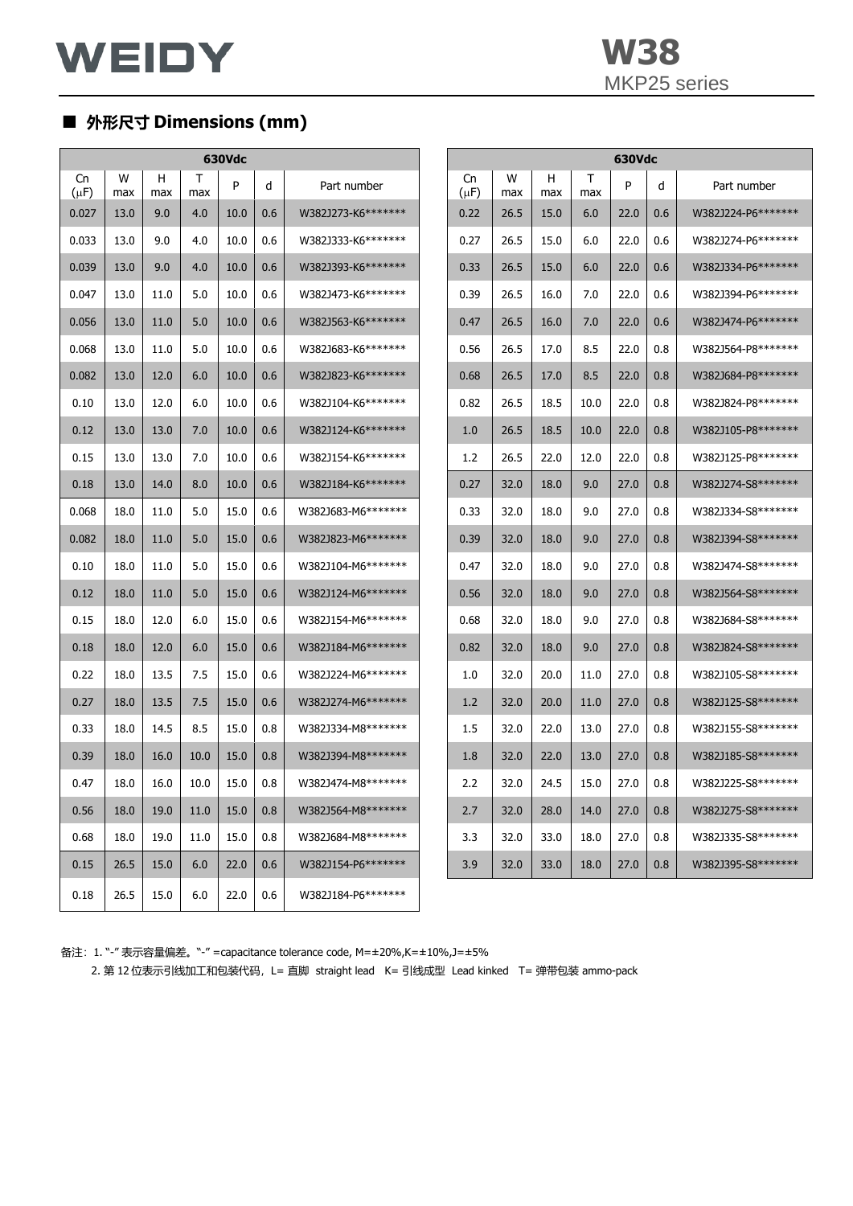# WEIDY

**W38**
MKP25 series

## ■ 外形尺寸 Dimensions (mm)

| 630Vdc | | | | | | |
|---|---|---|---|---|---|---|
| Cn (μF) | W max | H max | T max | P | d | Part number |
| 0.027 | 13.0 | 9.0 | 4.0 | 10.0 | 0.6 | W382J273-K6******* |
| 0.033 | 13.0 | 9.0 | 4.0 | 10.0 | 0.6 | W382J333-K6******* |
| 0.039 | 13.0 | 9.0 | 4.0 | 10.0 | 0.6 | W382J393-K6******* |
| 0.047 | 13.0 | 11.0 | 5.0 | 10.0 | 0.6 | W382J473-K6******* |
| 0.056 | 13.0 | 11.0 | 5.0 | 10.0 | 0.6 | W382J563-K6******* |
| 0.068 | 13.0 | 11.0 | 5.0 | 10.0 | 0.6 | W382J683-K6******* |
| 0.082 | 13.0 | 12.0 | 6.0 | 10.0 | 0.6 | W382J823-K6******* |
| 0.10 | 13.0 | 12.0 | 6.0 | 10.0 | 0.6 | W382J104-K6******* |
| 0.12 | 13.0 | 13.0 | 7.0 | 10.0 | 0.6 | W382J124-K6******* |
| 0.15 | 13.0 | 13.0 | 7.0 | 10.0 | 0.6 | W382J154-K6******* |
| 0.18 | 13.0 | 14.0 | 8.0 | 10.0 | 0.6 | W382J184-K6******* |
| 0.068 | 18.0 | 11.0 | 5.0 | 15.0 | 0.6 | W382J683-M6******* |
| 0.082 | 18.0 | 11.0 | 5.0 | 15.0 | 0.6 | W382J823-M6******* |
| 0.10 | 18.0 | 11.0 | 5.0 | 15.0 | 0.6 | W382J104-M6******* |
| 0.12 | 18.0 | 11.0 | 5.0 | 15.0 | 0.6 | W382J124-M6******* |
| 0.15 | 18.0 | 12.0 | 6.0 | 15.0 | 0.6 | W382J154-M6******* |
| 0.18 | 18.0 | 12.0 | 6.0 | 15.0 | 0.6 | W382J184-M6******* |
| 0.22 | 18.0 | 13.5 | 7.5 | 15.0 | 0.6 | W382J224-M6******* |
| 0.27 | 18.0 | 13.5 | 7.5 | 15.0 | 0.6 | W382J274-M6******* |
| 0.33 | 18.0 | 14.5 | 8.5 | 15.0 | 0.8 | W382J334-M8******* |
| 0.39 | 18.0 | 16.0 | 10.0 | 15.0 | 0.8 | W382J394-M8******* |
| 0.47 | 18.0 | 16.0 | 10.0 | 15.0 | 0.8 | W382J474-M8******* |
| 0.56 | 18.0 | 19.0 | 11.0 | 15.0 | 0.8 | W382J564-M8******* |
| 0.68 | 18.0 | 19.0 | 11.0 | 15.0 | 0.8 | W382J684-M8******* |
| 0.15 | 26.5 | 15.0 | 6.0 | 22.0 | 0.6 | W382J154-P6******* |
| 0.18 | 26.5 | 15.0 | 6.0 | 22.0 | 0.6 | W382J184-P6******* |

| 630Vdc | | | | | | |
|---|---|---|---|---|---|---|
| Cn (μF) | W max | H max | T max | P | d | Part number |
| 0.22 | 26.5 | 15.0 | 6.0 | 22.0 | 0.6 | W382J224-P6******* |
| 0.27 | 26.5 | 15.0 | 6.0 | 22.0 | 0.6 | W382J274-P6******* |
| 0.33 | 26.5 | 15.0 | 6.0 | 22.0 | 0.6 | W382J334-P6******* |
| 0.39 | 26.5 | 16.0 | 7.0 | 22.0 | 0.6 | W382J394-P6******* |
| 0.47 | 26.5 | 16.0 | 7.0 | 22.0 | 0.6 | W382J474-P6******* |
| 0.56 | 26.5 | 17.0 | 8.5 | 22.0 | 0.8 | W382J564-P8******* |
| 0.68 | 26.5 | 17.0 | 8.5 | 22.0 | 0.8 | W382J684-P8******* |
| 0.82 | 26.5 | 18.5 | 10.0 | 22.0 | 0.8 | W382J824-P8******* |
| 1.0 | 26.5 | 18.5 | 10.0 | 22.0 | 0.8 | W382J105-P8******* |
| 1.2 | 26.5 | 22.0 | 12.0 | 22.0 | 0.8 | W382J125-P8******* |
| 0.27 | 32.0 | 18.0 | 9.0 | 27.0 | 0.8 | W382J274-S8******* |
| 0.33 | 32.0 | 18.0 | 9.0 | 27.0 | 0.8 | W382J334-S8******* |
| 0.39 | 32.0 | 18.0 | 9.0 | 27.0 | 0.8 | W382J394-S8******* |
| 0.47 | 32.0 | 18.0 | 9.0 | 27.0 | 0.8 | W382J474-S8******* |
| 0.56 | 32.0 | 18.0 | 9.0 | 27.0 | 0.8 | W382J564-S8******* |
| 0.68 | 32.0 | 18.0 | 9.0 | 27.0 | 0.8 | W382J684-S8******* |
| 0.82 | 32.0 | 18.0 | 9.0 | 27.0 | 0.8 | W382J824-S8******* |
| 1.0 | 32.0 | 20.0 | 11.0 | 27.0 | 0.8 | W382J105-S8******* |
| 1.2 | 32.0 | 20.0 | 11.0 | 27.0 | 0.8 | W382J125-S8******* |
| 1.5 | 32.0 | 22.0 | 13.0 | 27.0 | 0.8 | W382J155-S8******* |
| 1.8 | 32.0 | 22.0 | 13.0 | 27.0 | 0.8 | W382J185-S8******* |
| 2.2 | 32.0 | 24.5 | 15.0 | 27.0 | 0.8 | W382J225-S8******* |
| 2.7 | 32.0 | 28.0 | 14.0 | 27.0 | 0.8 | W382J275-S8******* |
| 3.3 | 32.0 | 33.0 | 18.0 | 27.0 | 0.8 | W382J335-S8******* |
| 3.9 | 32.0 | 33.0 | 18.0 | 27.0 | 0.8 | W382J395-S8******* |

备注：1. "-" 表示容量偏差。"-" =capacitance tolerance code, M=±20%,K=±10%,J=±5%

2. 第 12 位表示引线加工和包装代码，L= 直脚 straight lead K= 引线成型 Lead kinked T= 弹带包装 ammo-pack